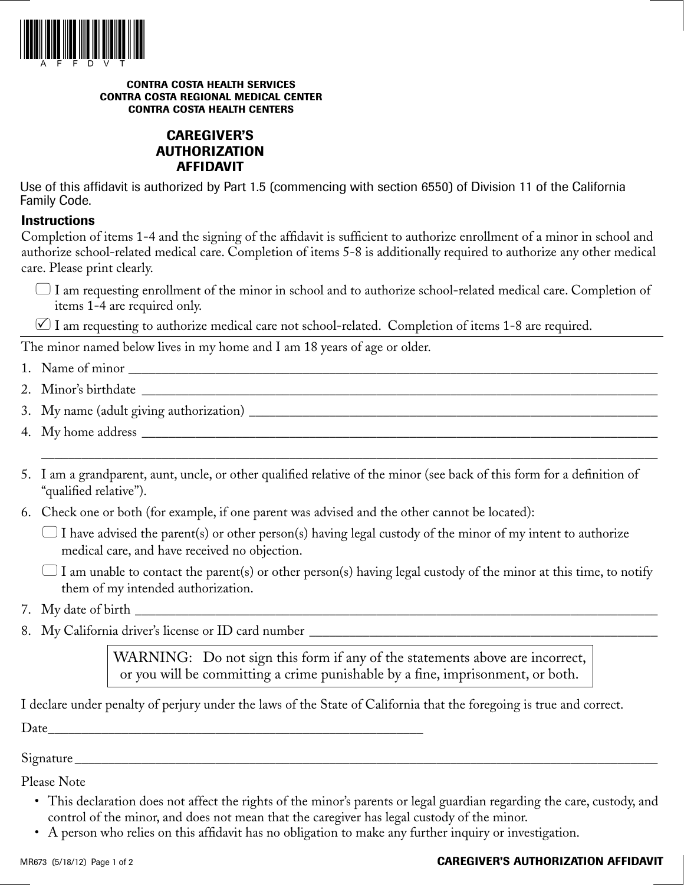**CONTRA COSTA HEALTH SERVICES**
**CONTRA COSTA REGIONAL MEDICAL CENTER**
**CONTRA COSTA HEALTH CENTERS**

# CAREGIVER'S AUTHORIZATION AFFIDAVIT

Use of this affidavit is authorized by Part 1.5 (commencing with section 6550) of Division 11 of the California Family Code.

### Instructions

Completion of items 1-4 and the signing of the affidavit is sufficient to authorize enrollment of a minor in school and authorize school-related medical care. Completion of items 5-8 is additionally required to authorize any other medical care. Please print clearly.

- ☐ I am requesting enrollment of the minor in school and to authorize school-related medical care. Completion of items 1-4 are required only.
- ☑ I am requesting to authorize medical care not school-related. Completion of items 1-8 are required.

The minor named below lives in my home and I am 18 years of age or older.

1. Name of minor ______________________________
2. Minor's birthdate ______________________________
3. My name (adult giving authorization) ______________________________
4. My home address ______________________________
______________________________
5. I am a grandparent, aunt, uncle, or other qualified relative of the minor (see back of this form for a definition of "qualified relative").
6. Check one or both (for example, if one parent was advised and the other cannot be located):
   - ☐ I have advised the parent(s) or other person(s) having legal custody of the minor of my intent to authorize medical care, and have received no objection.
   - ☐ I am unable to contact the parent(s) or other person(s) having legal custody of the minor at this time, to notify them of my intended authorization.
7. My date of birth ______________________________
8. My California driver's license or ID card number ______________________________

WARNING: Do not sign this form if any of the statements above are incorrect, or you will be committing a crime punishable by a fine, imprisonment, or both.

I declare under penalty of perjury under the laws of the State of California that the foregoing is true and correct.

Date______________________________

Signature______________________________

Please Note

- This declaration does not affect the rights of the minor's parents or legal guardian regarding the care, custody, and control of the minor, and does not mean that the caregiver has legal custody of the minor.
- A person who relies on this affidavit has no obligation to make any further inquiry or investigation.

MR673 (5/18/12)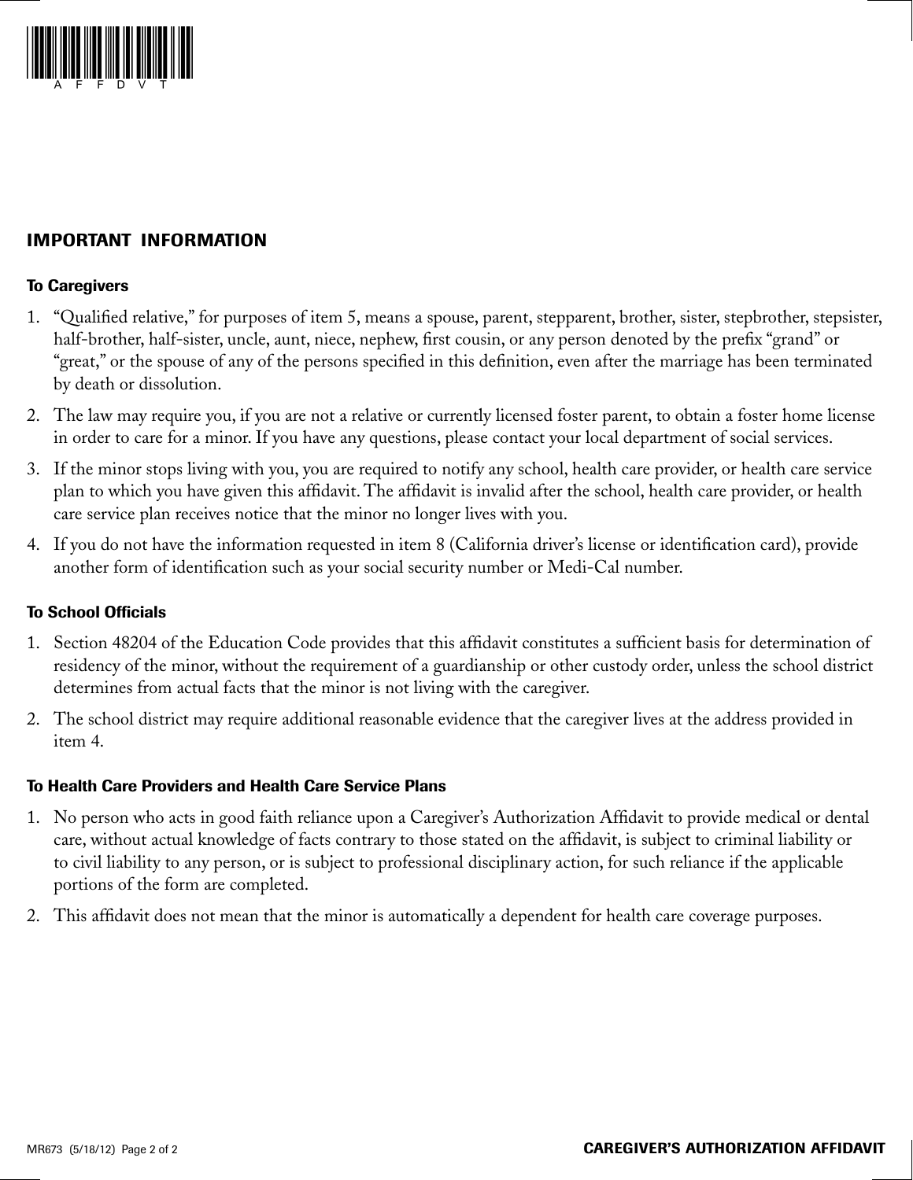## IMPORTANT INFORMATION

### To Caregivers

1. "Qualified relative," for purposes of item 5, means a spouse, parent, stepparent, brother, sister, stepbrother, stepsister, half-brother, half-sister, uncle, aunt, niece, nephew, first cousin, or any person denoted by the prefix "grand" or "great," or the spouse of any of the persons specified in this definition, even after the marriage has been terminated by death or dissolution.
2. The law may require you, if you are not a relative or currently licensed foster parent, to obtain a foster home license in order to care for a minor. If you have any questions, please contact your local department of social services.
3. If the minor stops living with you, you are required to notify any school, health care provider, or health care service plan to which you have given this affidavit. The affidavit is invalid after the school, health care provider, or health care service plan receives notice that the minor no longer lives with you.
4. If you do not have the information requested in item 8 (California driver's license or identification card), provide another form of identification such as your social security number or Medi-Cal number.

### To School Officials

1. Section 48204 of the Education Code provides that this affidavit constitutes a sufficient basis for determination of residency of the minor, without the requirement of a guardianship or other custody order, unless the school district determines from actual facts that the minor is not living with the caregiver.
2. The school district may require additional reasonable evidence that the caregiver lives at the address provided in item 4.

### To Health Care Providers and Health Care Service Plans

1. No person who acts in good faith reliance upon a Caregiver's Authorization Affidavit to provide medical or dental care, without actual knowledge of facts contrary to those stated on the affidavit, is subject to criminal liability or to civil liability to any person, or is subject to professional disciplinary action, for such reliance if the applicable portions of the form are completed.
2. This affidavit does not mean that the minor is automatically a dependent for health care coverage purposes.